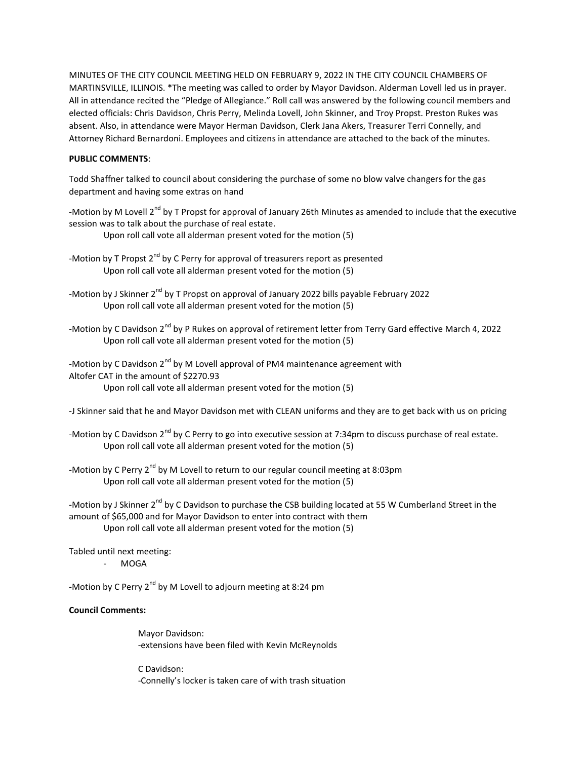MINUTES OF THE CITY COUNCIL MEETING HELD ON FEBRUARY 9, 2022 IN THE CITY COUNCIL CHAMBERS OF MARTINSVILLE, ILLINOIS. *The meeting was called to order by Mayor Davidson. Alderman Lovell led us in prayer. All in attendance recited the "Pledge of Allegiance." Roll call was answered by the following council members and elected officials: Chris Davidson, Chris Perry, Melinda Lovell, John Skinner, and Troy Propst. Preston Rukes was absent. Also, in attendance were Mayor Herman Davidson, Clerk Jana Akers, Treasurer Terri Connelly, and Attorney Richard Bernardoni. Employees and citizens in attendance are attached to the back of the minutes.

**PUBLIC COMMENTS**:

Todd Shaffner talked to council about considering the purchase of some no blow valve changers for the gas department and having some extras on hand

-Motion by M Lovell 2nd by T Propst for approval of January 26th Minutes as amended to include that the executive session was to talk about the purchase of real estate.

Upon roll call vote all alderman present voted for the motion (5)

-Motion by T Propst 2nd by C Perry for approval of treasurers report as presented

Upon roll call vote all alderman present voted for the motion (5)

-Motion by J Skinner 2nd by T Propst on approval of January 2022 bills payable February 2022

Upon roll call vote all alderman present voted for the motion (5)

-Motion by C Davidson 2nd by P Rukes on approval of retirement letter from Terry Gard effective March 4, 2022

Upon roll call vote all alderman present voted for the motion (5)

-Motion by C Davidson 2nd by M Lovell approval of PM4 maintenance agreement with Altofer CAT in the amount of $2270.93

Upon roll call vote all alderman present voted for the motion (5)

-J Skinner said that he and Mayor Davidson met with CLEAN uniforms and they are to get back with us on pricing

-Motion by C Davidson 2nd by C Perry to go into executive session at 7:34pm to discuss purchase of real estate.

Upon roll call vote all alderman present voted for the motion (5)

-Motion by C Perry 2nd by M Lovell to return to our regular council meeting at 8:03pm

Upon roll call vote all alderman present voted for the motion (5)

-Motion by J Skinner 2nd by C Davidson to purchase the CSB building located at 55 W Cumberland Street in the amount of $65,000 and for Mayor Davidson to enter into contract with them

Upon roll call vote all alderman present voted for the motion (5)

Tabled until next meeting:

- MOGA

-Motion by C Perry 2nd by M Lovell to adjourn meeting at 8:24 pm

**Council Comments:**

Mayor Davidson:
-extensions have been filed with Kevin McReynolds

C Davidson:
-Connelly's locker is taken care of with trash situation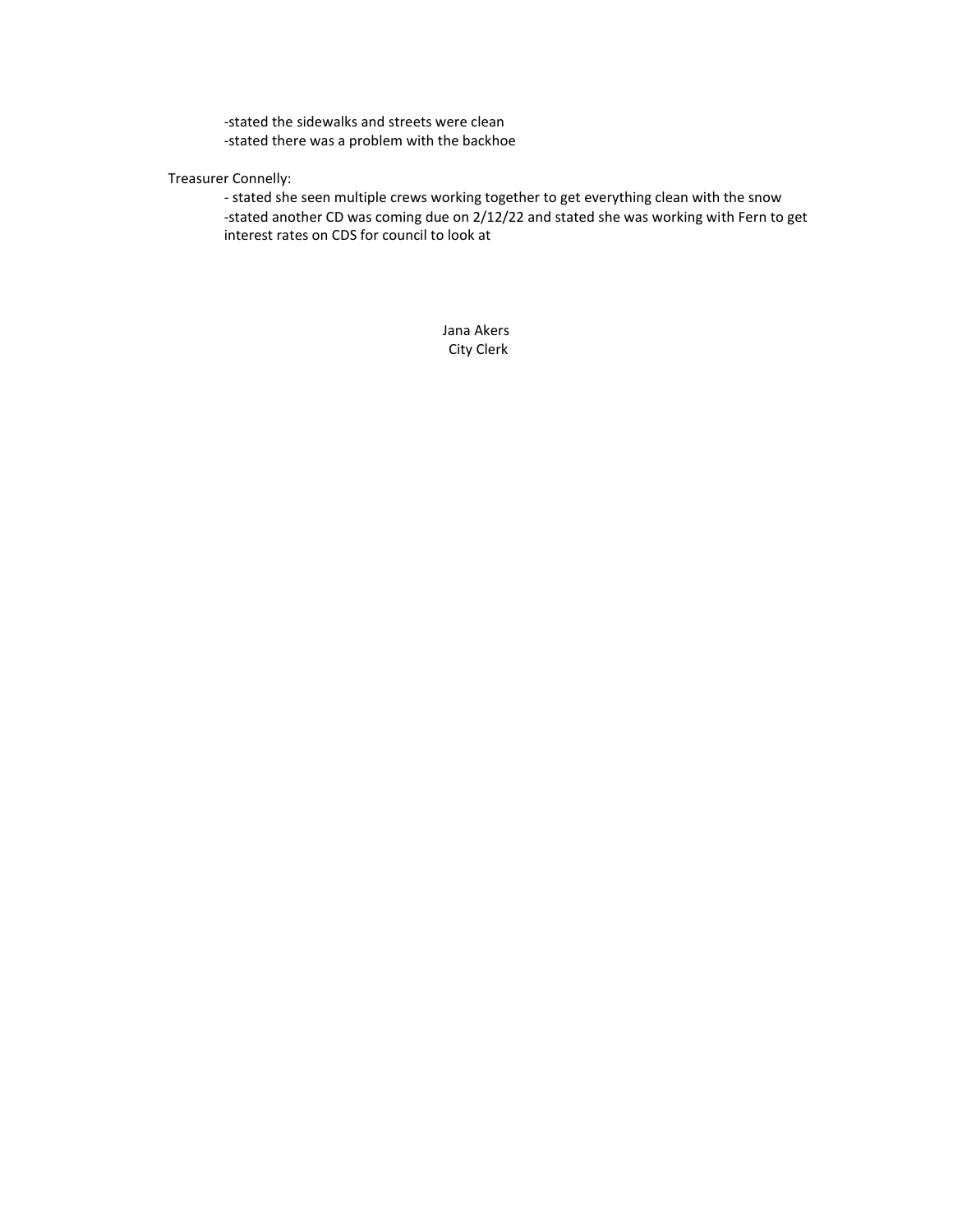-stated the sidewalks and streets were clean
-stated there was a problem with the backhoe

Treasurer Connelly:

- stated she seen multiple crews working together to get everything clean with the snow
-stated another CD was coming due on 2/12/22 and stated she was working with Fern to get interest rates on CDS for council to look at

Jana Akers
City Clerk